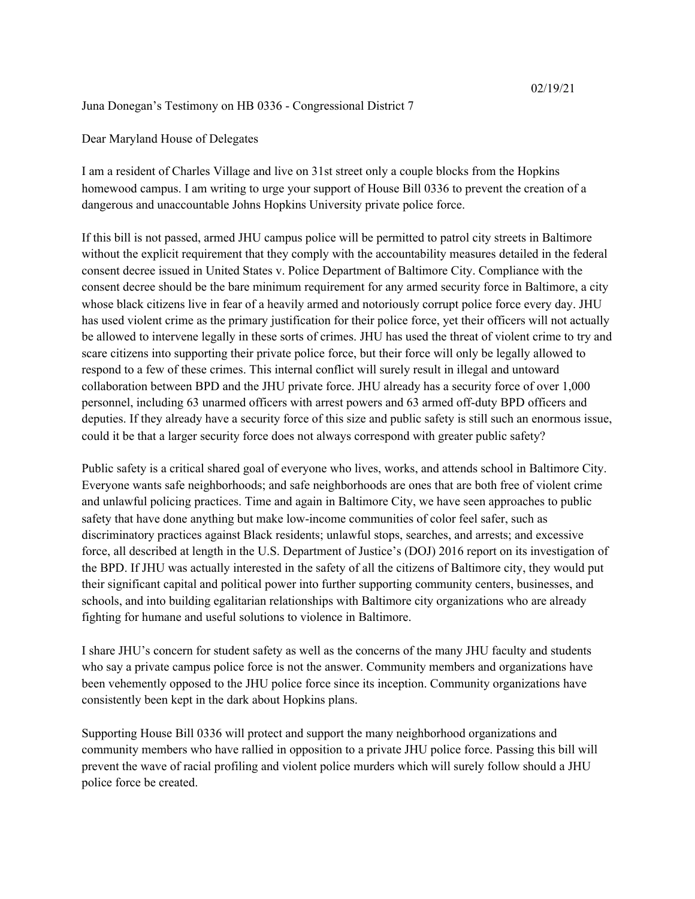02/19/21

Juna Donegan's Testimony on HB 0336 - Congressional District 7

Dear Maryland House of Delegates

I am a resident of Charles Village and live on 31st street only a couple blocks from the Hopkins homewood campus. I am writing to urge your support of House Bill 0336 to prevent the creation of a dangerous and unaccountable Johns Hopkins University private police force.

If this bill is not passed, armed JHU campus police will be permitted to patrol city streets in Baltimore without the explicit requirement that they comply with the accountability measures detailed in the federal consent decree issued in United States v. Police Department of Baltimore City. Compliance with the consent decree should be the bare minimum requirement for any armed security force in Baltimore, a city whose black citizens live in fear of a heavily armed and notoriously corrupt police force every day. JHU has used violent crime as the primary justification for their police force, yet their officers will not actually be allowed to intervene legally in these sorts of crimes. JHU has used the threat of violent crime to try and scare citizens into supporting their private police force, but their force will only be legally allowed to respond to a few of these crimes. This internal conflict will surely result in illegal and untoward collaboration between BPD and the JHU private force. JHU already has a security force of over 1,000 personnel, including 63 unarmed officers with arrest powers and 63 armed off-duty BPD officers and deputies. If they already have a security force of this size and public safety is still such an enormous issue, could it be that a larger security force does not always correspond with greater public safety?

Public safety is a critical shared goal of everyone who lives, works, and attends school in Baltimore City. Everyone wants safe neighborhoods; and safe neighborhoods are ones that are both free of violent crime and unlawful policing practices. Time and again in Baltimore City, we have seen approaches to public safety that have done anything but make low-income communities of color feel safer, such as discriminatory practices against Black residents; unlawful stops, searches, and arrests; and excessive force, all described at length in the U.S. Department of Justice's (DOJ) 2016 report on its investigation of the BPD. If JHU was actually interested in the safety of all the citizens of Baltimore city, they would put their significant capital and political power into further supporting community centers, businesses, and schools, and into building egalitarian relationships with Baltimore city organizations who are already fighting for humane and useful solutions to violence in Baltimore.

I share JHU's concern for student safety as well as the concerns of the many JHU faculty and students who say a private campus police force is not the answer. Community members and organizations have been vehemently opposed to the JHU police force since its inception. Community organizations have consistently been kept in the dark about Hopkins plans.

Supporting House Bill 0336 will protect and support the many neighborhood organizations and community members who have rallied in opposition to a private JHU police force. Passing this bill will prevent the wave of racial profiling and violent police murders which will surely follow should a JHU police force be created.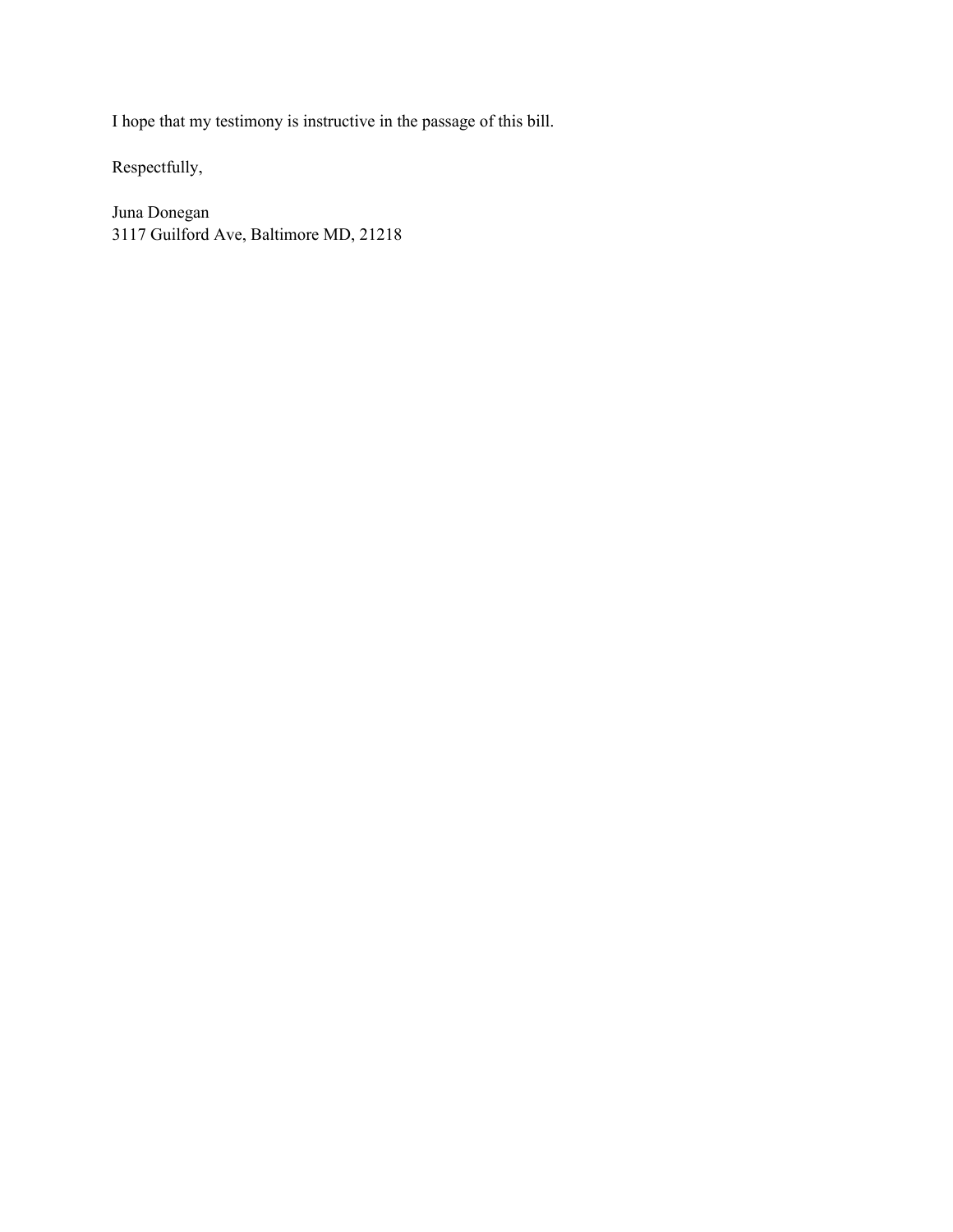I hope that my testimony is instructive in the passage of this bill.

Respectfully,

Juna Donegan
3117 Guilford Ave, Baltimore MD, 21218